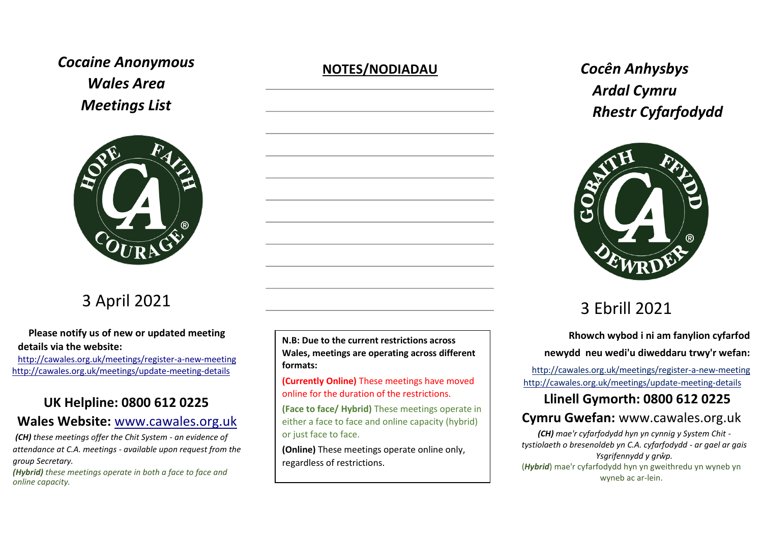# *Cocaine Anonymous Wales Area Meetings List*

3 April 2021

**Please notify us of new or updated meeting details via the website:**

http://cawales.org.uk/meetings/register-a-new-meeting
http://cawales.org.uk/meetings/update-meeting-details

## UK Helpline: 0800 612 0225

## Wales Website: www.cawales.org.uk

*(**CH**) these meetings offer the Chit System - an evidence of attendance at C.A. meetings - available upon request from the group Secretary.*

*(**Hybrid**) these meetings operate in both a face to face and online capacity.*

## NOTES/NODIADAU

**N.B: Due to the current restrictions across Wales, meetings are operating across different formats:**

**(Currently Online)** These meetings have moved online for the duration of the restrictions.

**(Face to face/ Hybrid)** These meetings operate in either a face to face and online capacity (hybrid) or just face to face.

**(Online)** These meetings operate online only, regardless of restrictions.

# *Cocên Anhysbys Ardal Cymru Rhestr Cyfarfodydd*

3 Ebrill 2021

**Rhowch wybod i ni am fanylion cyfarfod newydd neu wedi'u diweddaru trwy'r wefan:**

http://cawales.org.uk/meetings/register-a-new-meeting
http://cawales.org.uk/meetings/update-meeting-details

## Llinell Gymorth: 0800 612 0225

## Cymru Gwefan: www.cawales.org.uk

*(**CH**) mae'r cyfarfodydd hyn yn cynnig y System Chit - tystiolaeth o bresenoldeb yn C.A. cyfarfodydd - ar gael ar gais Ysgrifennydd y grŵp.*

(***Hybrid***) mae'r cyfarfodydd hyn yn gweithredu yn wyneb yn wyneb ac ar-lein.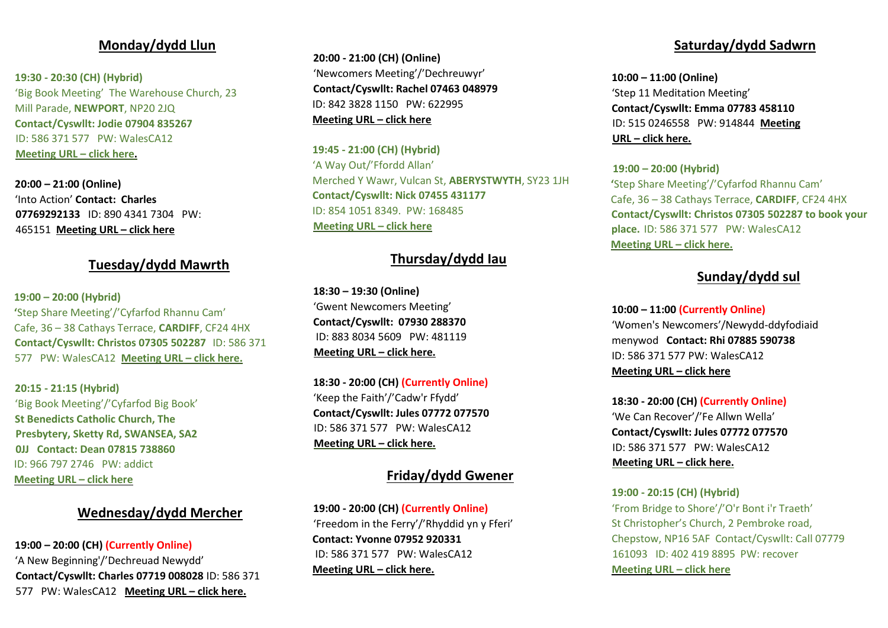## Monday/dydd Llun

**19:30 - 20:30 (CH) (Hybrid)**
'Big Book Meeting' The Warehouse Church, 23 Mill Parade, **NEWPORT**, NP20 2JQ
**Contact/Cyswllt: Jodie 07904 835267**
ID: 586 371 577 PW: WalesCA12
**Meeting URL – click here.**

**20:00 – 21:00 (Online)**
'Into Action' **Contact: Charles 07769292133** ID: 890 4341 7304 PW: 465151 **Meeting URL – click here**

## Tuesday/dydd Mawrth

**19:00 – 20:00 (Hybrid)**
'Step Share Meeting'/'Cyfarfod Rhannu Cam' Cafe, 36 – 38 Cathays Terrace, **CARDIFF**, CF24 4HX
**Contact/Cyswllt: Christos 07305 502287** ID: 586 371 577 PW: WalesCA12 **Meeting URL – click here.**

**20:15 - 21:15 (Hybrid)**
'Big Book Meeting'/'Cyfarfod Big Book'
**St Benedicts Catholic Church, The Presbytery, Sketty Rd, SWANSEA, SA2 0JJ Contact: Dean 07815 738860**
ID: 966 797 2746 PW: addict
**Meeting URL – click here**

## Wednesday/dydd Mercher

**19:00 – 20:00 (CH) (Currently Online)**
'A New Beginning'/'Dechreuad Newydd'
**Contact/Cyswllt: Charles 07719 008028** ID: 586 371 577 PW: WalesCA12 **Meeting URL – click here.**

**20:00 - 21:00 (CH) (Online)**
'Newcomers Meeting'/'Dechreuwyr'
**Contact/Cyswllt: Rachel 07463 048979**
ID: 842 3828 1150 PW: 622995
**Meeting URL – click here**

**19:45 - 21:00 (CH) (Hybrid)**
'A Way Out/'Ffordd Allan'
Merched Y Wawr, Vulcan St, **ABERYSTWYTH**, SY23 1JH
**Contact/Cyswllt: Nick 07455 431177**
ID: 854 1051 8349. PW: 168485
**Meeting URL – click here**

## Thursday/dydd Iau

**18:30 – 19:30 (Online)**
'Gwent Newcomers Meeting'
**Contact/Cyswllt: 07930 288370**
ID: 883 8034 5609 PW: 481119
**Meeting URL – click here.**

**18:30 - 20:00 (CH) (Currently Online)**
'Keep the Faith'/'Cadw'r Ffydd'
**Contact/Cyswllt: Jules 07772 077570**
ID: 586 371 577 PW: WalesCA12
**Meeting URL – click here.**

## Friday/dydd Gwener

**19:00 - 20:00 (CH) (Currently Online)**
'Freedom in the Ferry'/'Rhyddid yn y Fferi'
**Contact: Yvonne 07952 920331**
ID: 586 371 577 PW: WalesCA12
**Meeting URL – click here.**

## Saturday/dydd Sadwrn

**10:00 – 11:00 (Online)**
'Step 11 Meditation Meeting'
**Contact/Cyswllt: Emma 07783 458110**
ID: 515 0246558 PW: 914844 **Meeting URL – click here.**

**19:00 – 20:00 (Hybrid)**
'Step Share Meeting'/'Cyfarfod Rhannu Cam' Cafe, 36 – 38 Cathays Terrace, **CARDIFF**, CF24 4HX
**Contact/Cyswllt: Christos 07305 502287 to book your place.** ID: 586 371 577 PW: WalesCA12
**Meeting URL – click here.**

## Sunday/dydd sul

**10:00 – 11:00 (Currently Online)**
'Women's Newcomers'/Newydd-ddyfodiaid menywod **Contact: Rhi 07885 590738**
ID: 586 371 577 PW: WalesCA12
**Meeting URL – click here**

**18:30 - 20:00 (CH) (Currently Online)**
'We Can Recover'/'Fe Allwn Wella'
**Contact/Cyswllt: Jules 07772 077570**
ID: 586 371 577 PW: WalesCA12
**Meeting URL – click here.**

**19:00 - 20:15 (CH) (Hybrid)**
'From Bridge to Shore'/'O'r Bont i'r Traeth'
St Christopher's Church, 2 Pembroke road, Chepstow, NP16 5AF Contact/Cyswllt: Call 07779 161093 ID: 402 419 8895 PW: recover
**Meeting URL – click here**